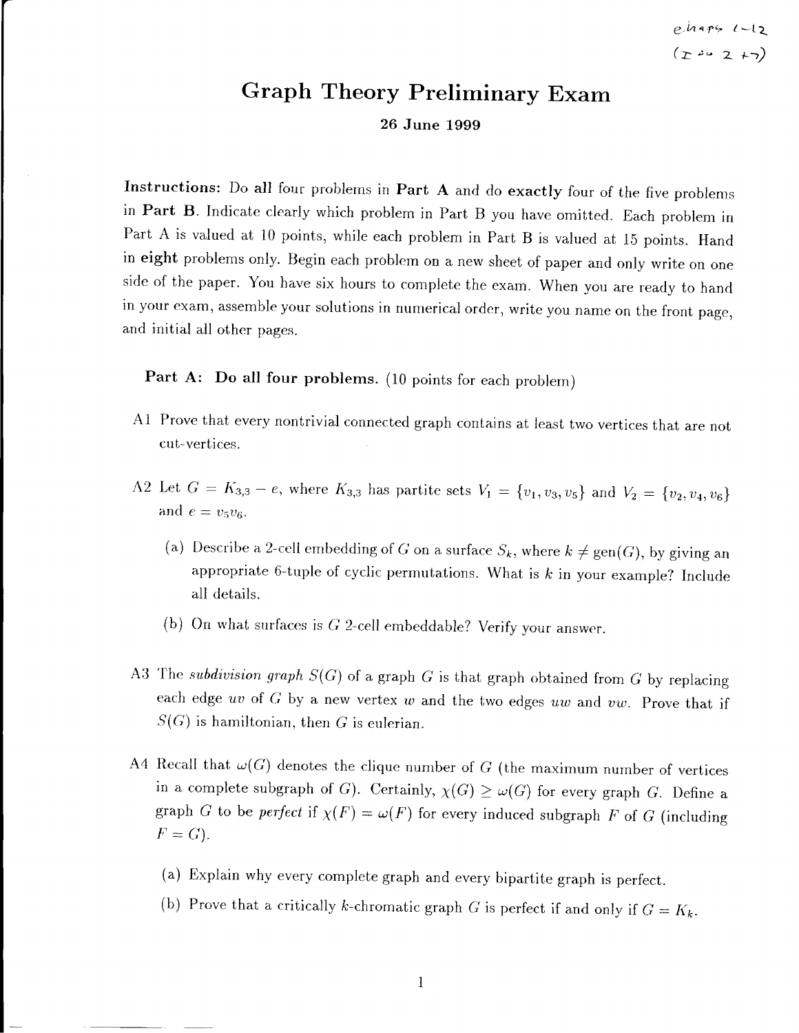# Graph Theory Preliminary Exam

**26 June 1999**

**Instructions:** Do **all** four problems in **Part A** and do **exactly** four of the five problems in **Part B**. Indicate clearly which problem in Part B you have omitted. Each problem in Part A is valued at 10 points, while each problem in Part B is valued at 15 points. Hand in **eight** problems only. Begin each problem on a new sheet of paper and only write on one side of the paper. You have six hours to complete the exam. When you are ready to hand in your exam, assemble your solutions in numerical order, write you name on the front page, and initial all other pages.

**Part A: Do all four problems.** (10 points for each problem)

A1 Prove that every nontrivial connected graph contains at least two vertices that are not cut-vertices.

A2 Let $G = K_{3,3} - e$, where $K_{3,3}$ has partite sets $V_1 = \{v_1, v_3, v_5\}$ and $V_2 = \{v_2, v_4, v_6\}$ and $e = v_5v_6$.

(a) Describe a 2-cell embedding of $G$ on a surface $S_k$, where $k \neq \text{gen}(G)$, by giving an appropriate 6-tuple of cyclic permutations. What is $k$ in your example? Include all details.

(b) On what surfaces is $G$ 2-cell embeddable? Verify your answer.

A3 The *subdivision graph* $S(G)$ of a graph $G$ is that graph obtained from $G$ by replacing each edge $uv$ of $G$ by a new vertex $w$ and the two edges $uw$ and $vw$. Prove that if $S(G)$ is hamiltonian, then $G$ is eulerian.

A4 Recall that $\omega(G)$ denotes the clique number of $G$ (the maximum number of vertices in a complete subgraph of $G$). Certainly, $\chi(G) \geq \omega(G)$ for every graph $G$. Define a graph $G$ to be *perfect* if $\chi(F) = \omega(F)$ for every induced subgraph $F$ of $G$ (including $F = G$).

(a) Explain why every complete graph and every bipartite graph is perfect.

(b) Prove that a critically $k$-chromatic graph $G$ is perfect if and only if $G = K_k$.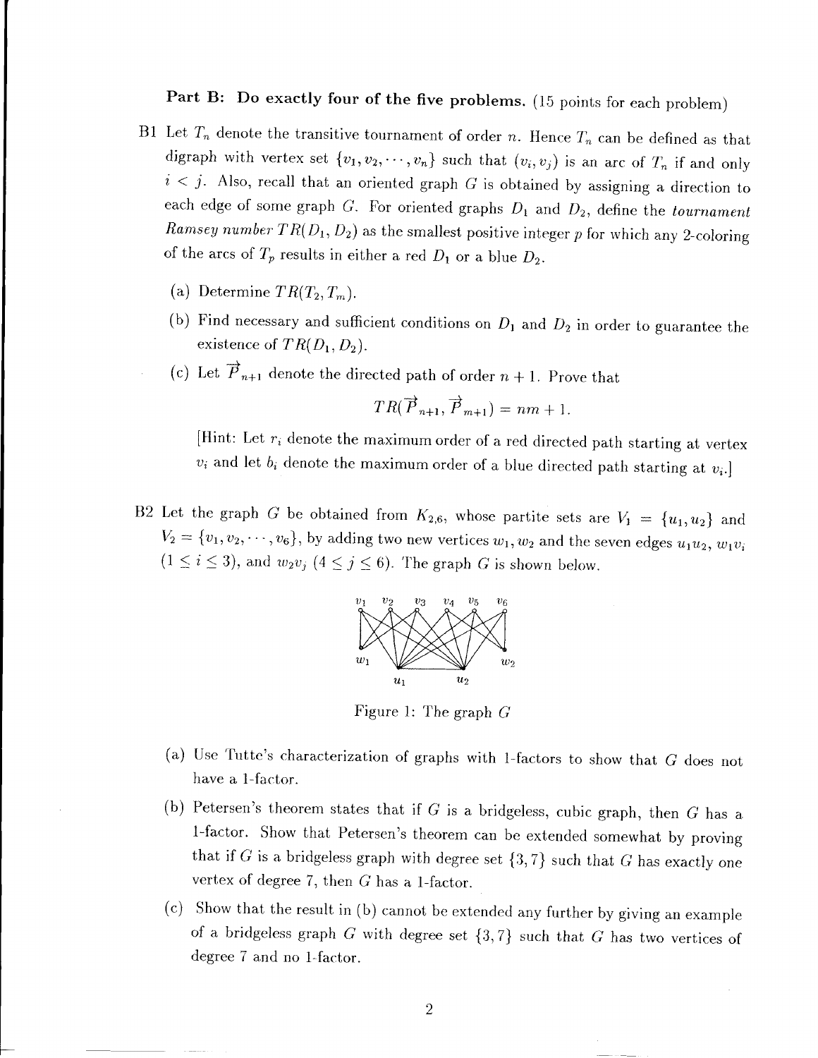**Part B: Do exactly four of the five problems.** (15 points for each problem)

B1 Let $T_n$ denote the transitive tournament of order $n$. Hence $T_n$ can be defined as that digraph with vertex set $\{v_1, v_2, \cdots, v_n\}$ such that $(v_i, v_j)$ is an arc of $T_n$ if and only $i < j$. Also, recall that an oriented graph $G$ is obtained by assigning a direction to each edge of some graph $G$. For oriented graphs $D_1$ and $D_2$, define the *tournament Ramsey number* $TR(D_1, D_2)$ as the smallest positive integer $p$ for which any 2-coloring of the arcs of $T_p$ results in either a red $D_1$ or a blue $D_2$.

(a) Determine $TR(T_2, T_m)$.

(b) Find necessary and sufficient conditions on $D_1$ and $D_2$ in order to guarantee the existence of $TR(D_1, D_2)$.

(c) Let $\vec{P}_{n+1}$ denote the directed path of order $n + 1$. Prove that

$$TR(\vec{P}_{n+1}, \vec{P}_{m+1}) = nm + 1.$$

[Hint: Let $r_i$ denote the maximum order of a red directed path starting at vertex $v_i$ and let $b_i$ denote the maximum order of a blue directed path starting at $v_i$.]

B2 Let the graph $G$ be obtained from $K_{2,6}$, whose partite sets are $V_1 = \{u_1, u_2\}$ and $V_2 = \{v_1, v_2, \cdots, v_6\}$, by adding two new vertices $w_1, w_2$ and the seven edges $u_1u_2$, $w_1v_i$ $(1 \leq i \leq 3)$, and $w_2v_j$ $(4 \leq j \leq 6)$. The graph $G$ is shown below.

$v_1$ $v_2$ $v_3$ $v_4$ $v_5$ $v_6$

$w_1$ $w_2$

$u_1$ $u_2$

Figure 1: The graph $G$

(a) Use Tutte's characterization of graphs with 1-factors to show that $G$ does not have a 1-factor.

(b) Petersen's theorem states that if $G$ is a bridgeless, cubic graph, then $G$ has a 1-factor. Show that Petersen's theorem can be extended somewhat by proving that if $G$ is a bridgeless graph with degree set $\{3, 7\}$ such that $G$ has exactly one vertex of degree 7, then $G$ has a 1-factor.

(c) Show that the result in (b) cannot be extended any further by giving an example of a bridgeless graph $G$ with degree set $\{3, 7\}$ such that $G$ has two vertices of degree 7 and no 1-factor.